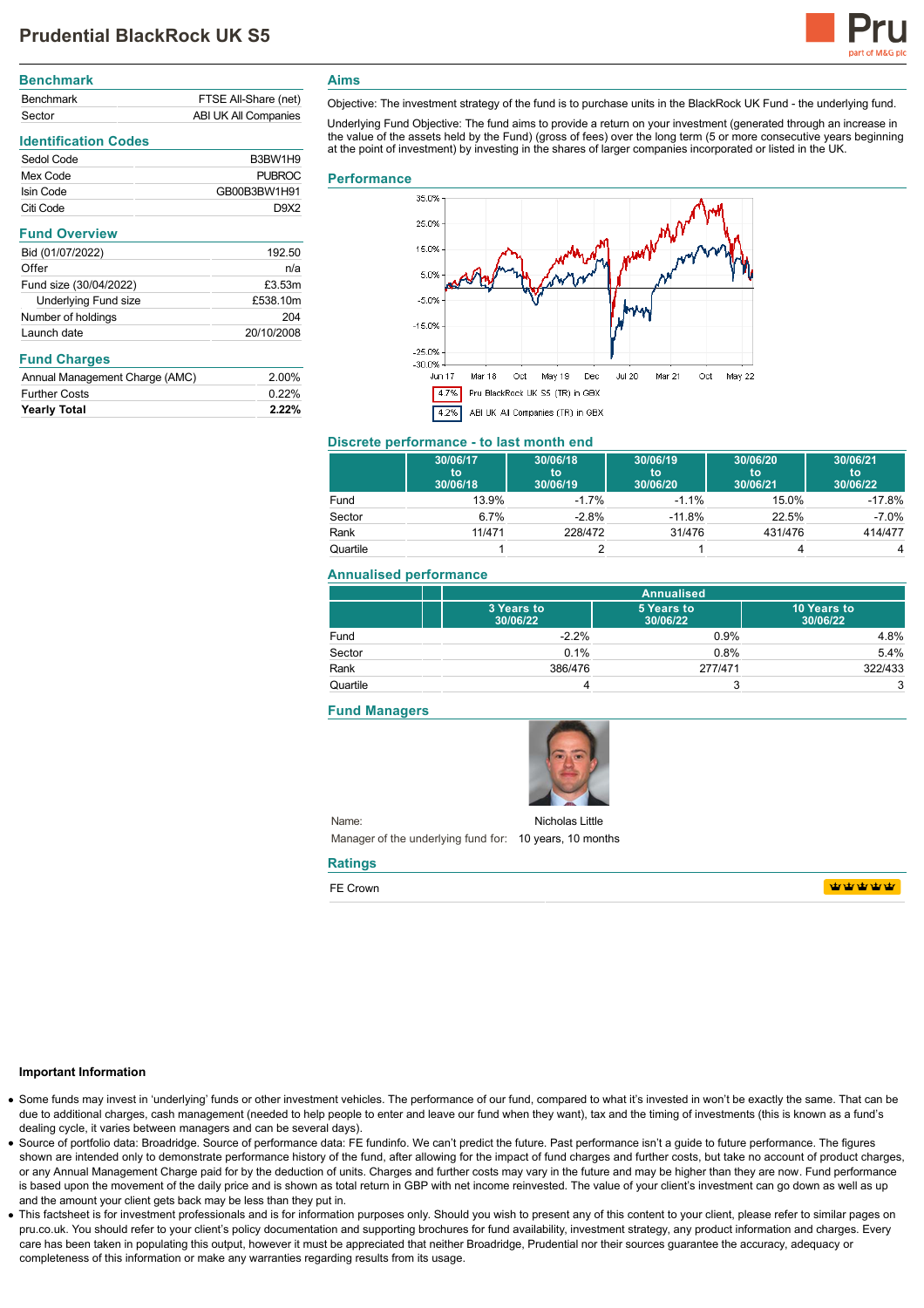# Prudential BlackRock UK S5

## Benchmark

| | |
|---|---|
| Benchmark | FTSE All-Share (net) |
| Sector | ABI UK All Companies |

## Identification Codes

| | |
|---|---|
| Sedol Code | B3BW1H9 |
| Mex Code | PUBROC |
| Isin Code | GB00B3BW1H91 |
| Citi Code | D9X2 |

## Fund Overview

| | |
|---|---|
| Bid (01/07/2022) | 192.50 |
| Offer | n/a |
| Fund size (30/04/2022) | £3.53m |
| Underlying Fund size | £538.10m |
| Number of holdings | 204 |
| Launch date | 20/10/2008 |

## Fund Charges

| | |
|---|---|
| Annual Management Charge (AMC) | 2.00% |
| Further Costs | 0.22% |
| **Yearly Total** | **2.22%** |

## Aims

Objective: The investment strategy of the fund is to purchase units in the BlackRock UK Fund - the underlying fund.

Underlying Fund Objective: The fund aims to provide a return on your investment (generated through an increase in the value of the assets held by the Fund) (gross of fees) over the long term (5 or more consecutive years beginning at the point of investment) by investing in the shares of larger companies incorporated or listed in the UK.

## Performance

4.7% Pru BlackRock UK S5 (TR) in GBX

4.2% ABI UK All Companies (TR) in GBX

## Discrete performance - to last month end

| | 30/06/17 to 30/06/18 | 30/06/18 to 30/06/19 | 30/06/19 to 30/06/20 | 30/06/20 to 30/06/21 | 30/06/21 to 30/06/22 |
|---|---|---|---|---|---|
| Fund | 13.9% | -1.7% | -1.1% | 15.0% | -17.8% |
| Sector | 6.7% | -2.8% | -11.8% | 22.5% | -7.0% |
| Rank | 11/471 | 228/472 | 31/476 | 431/476 | 414/477 |
| Quartile | 1 | 2 | 1 | 4 | 4 |

## Annualised performance

| | Annualised | | |
|---|---|---|---|
| | 3 Years to 30/06/22 | 5 Years to 30/06/22 | 10 Years to 30/06/22 |
| Fund | -2.2% | 0.9% | 4.8% |
| Sector | 0.1% | 0.8% | 5.4% |
| Rank | 386/476 | 277/471 | 322/433 |
| Quartile | 4 | 3 | 3 |

## Fund Managers

Name: Nicholas Little

Manager of the underlying fund for: 10 years, 10 months

## Ratings

FE Crown

### Important Information

- Some funds may invest in 'underlying' funds or other investment vehicles. The performance of our fund, compared to what it's invested in won't be exactly the same. That can be due to additional charges, cash management (needed to help people to enter and leave our fund when they want), tax and the timing of investments (this is known as a fund's dealing cycle, it varies between managers and can be several days).
- Source of portfolio data: Broadridge. Source of performance data: FE fundinfo. We can't predict the future. Past performance isn't a guide to future performance. The figures shown are intended only to demonstrate performance history of the fund, after allowing for the impact of fund charges and further costs, but take no account of product charges, or any Annual Management Charge paid for by the deduction of units. Charges and further costs may vary in the future and may be higher than they are now. Fund performance is based upon the movement of the daily price and is shown as total return in GBP with net income reinvested. The value of your client's investment can go down as well as up and the amount your client gets back may be less than they put in.
- This factsheet is for investment professionals and is for information purposes only. Should you wish to present any of this content to your client, please refer to similar pages on pru.co.uk. You should refer to your client's policy documentation and supporting brochures for fund availability, investment strategy, any product information and charges. Every care has been taken in populating this output, however it must be appreciated that neither Broadridge, Prudential nor their sources guarantee the accuracy, adequacy or completeness of this information or make any warranties regarding results from its usage.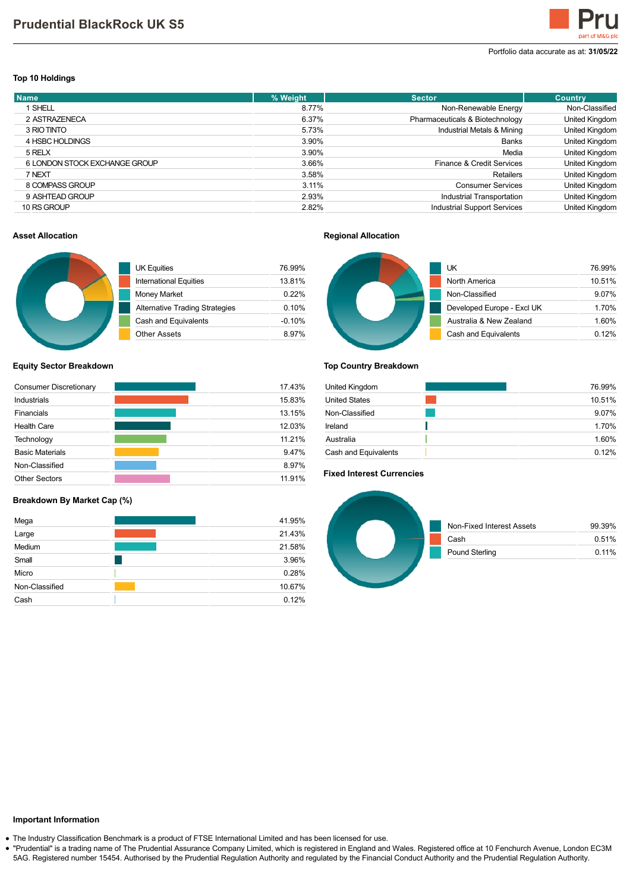# Prudential BlackRock UK S5

Portfolio data accurate as at: **31/05/22**

## Top 10 Holdings

| Name | % Weight | Sector | Country |
|---|---|---|---|
| 1 SHELL | 8.77% | Non-Renewable Energy | Non-Classified |
| 2 ASTRAZENECA | 6.37% | Pharmaceuticals & Biotechnology | United Kingdom |
| 3 RIO TINTO | 5.73% | Industrial Metals & Mining | United Kingdom |
| 4 HSBC HOLDINGS | 3.90% | Banks | United Kingdom |
| 5 RELX | 3.90% | Media | United Kingdom |
| 6 LONDON STOCK EXCHANGE GROUP | 3.66% | Finance & Credit Services | United Kingdom |
| 7 NEXT | 3.58% | Retailers | United Kingdom |
| 8 COMPASS GROUP | 3.11% | Consumer Services | United Kingdom |
| 9 ASHTEAD GROUP | 2.93% | Industrial Transportation | United Kingdom |
| 10 RS GROUP | 2.82% | Industrial Support Services | United Kingdom |

## Asset Allocation

UK Equities 76.99%
International Equities 13.81%
Money Market 0.22%
Alternative Trading Strategies 0.10%
Cash and Equivalents -0.10%
Other Assets 8.97%

## Regional Allocation

UK 76.99%
North America 10.51%
Non-Classified 9.07%
Developed Europe - Excl UK 1.70%
Australia & New Zealand 1.60%
Cash and Equivalents 0.12%

## Equity Sector Breakdown

Consumer Discretionary 17.43%
Industrials 15.83%
Financials 13.15%
Health Care 12.03%
Technology 11.21%
Basic Materials 9.47%
Non-Classified 8.97%
Other Sectors 11.91%

## Top Country Breakdown

United Kingdom 76.99%
United States 10.51%
Non-Classified 9.07%
Ireland 1.70%
Australia 1.60%
Cash and Equivalents 0.12%

## Breakdown By Market Cap (%)

Mega 41.95%
Large 21.43%
Medium 21.58%
Small 3.96%
Micro 0.28%
Non-Classified 10.67%
Cash 0.12%

## Fixed Interest Currencies

Non-Fixed Interest Assets 99.39%
Cash 0.51%
Pound Sterling 0.11%

## Important Information

- The Industry Classification Benchmark is a product of FTSE International Limited and has been licensed for use.
- "Prudential" is a trading name of The Prudential Assurance Company Limited, which is registered in England and Wales. Registered office at 10 Fenchurch Avenue, London EC3M 5AG. Registered number 15454. Authorised by the Prudential Regulation Authority and regulated by the Financial Conduct Authority and the Prudential Regulation Authority.